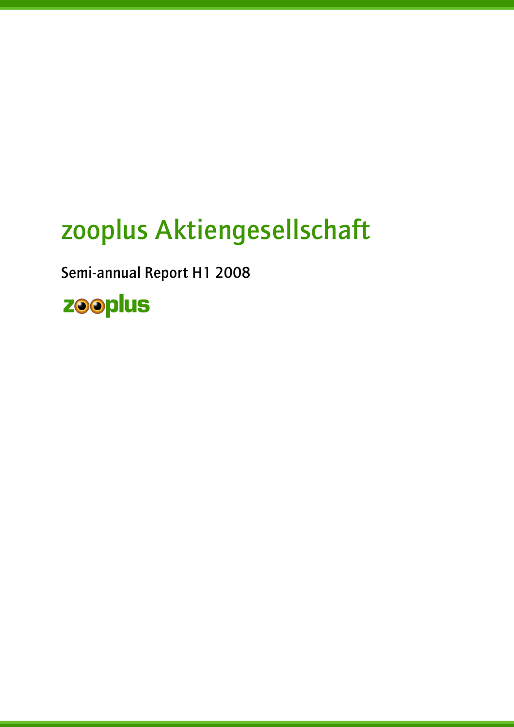# zooplus Aktiengesellschaft

Semi-annual Report H1 2008

zooplus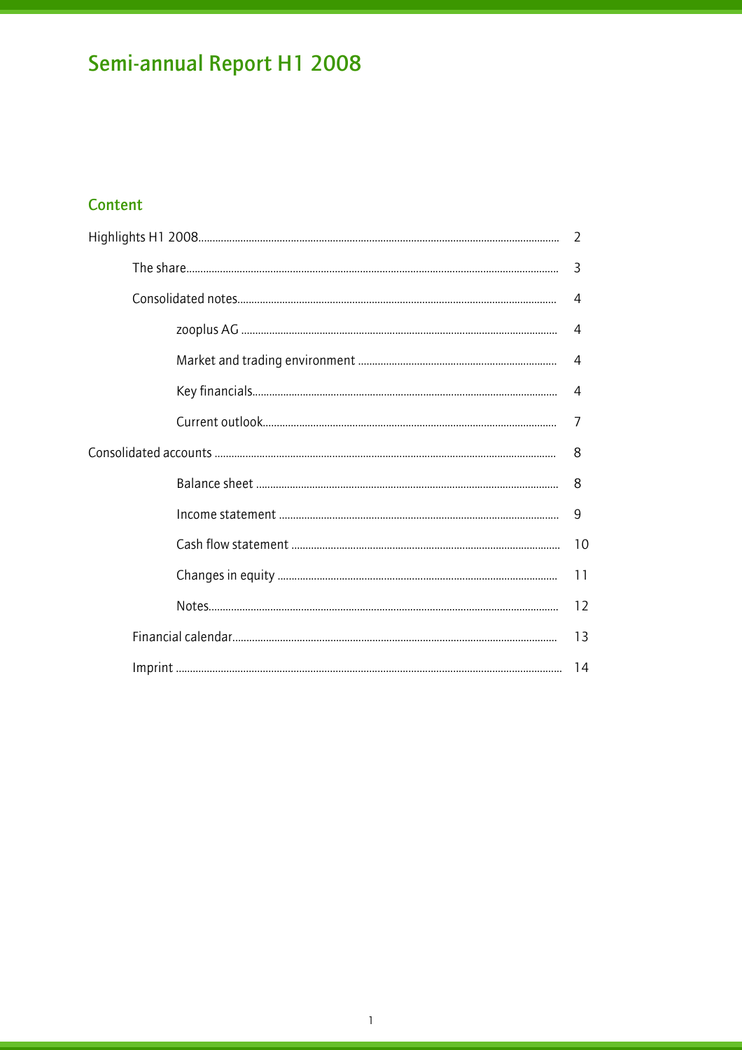# Semi-annual Report H1 2008

## Content

| | |
|---|---|
| Highlights H1 2008 | 2 |
| The share | 3 |
| Consolidated notes | 4 |
| zooplus AG | 4 |
| Market and trading environment | 4 |
| Key financials | 4 |
| Current outlook | 7 |
| Consolidated accounts | 8 |
| Balance sheet | 8 |
| Income statement | 9 |
| Cash flow statement | 10 |
| Changes in equity | 11 |
| Notes | 12 |
| Financial calendar | 13 |
| Imprint | 14 |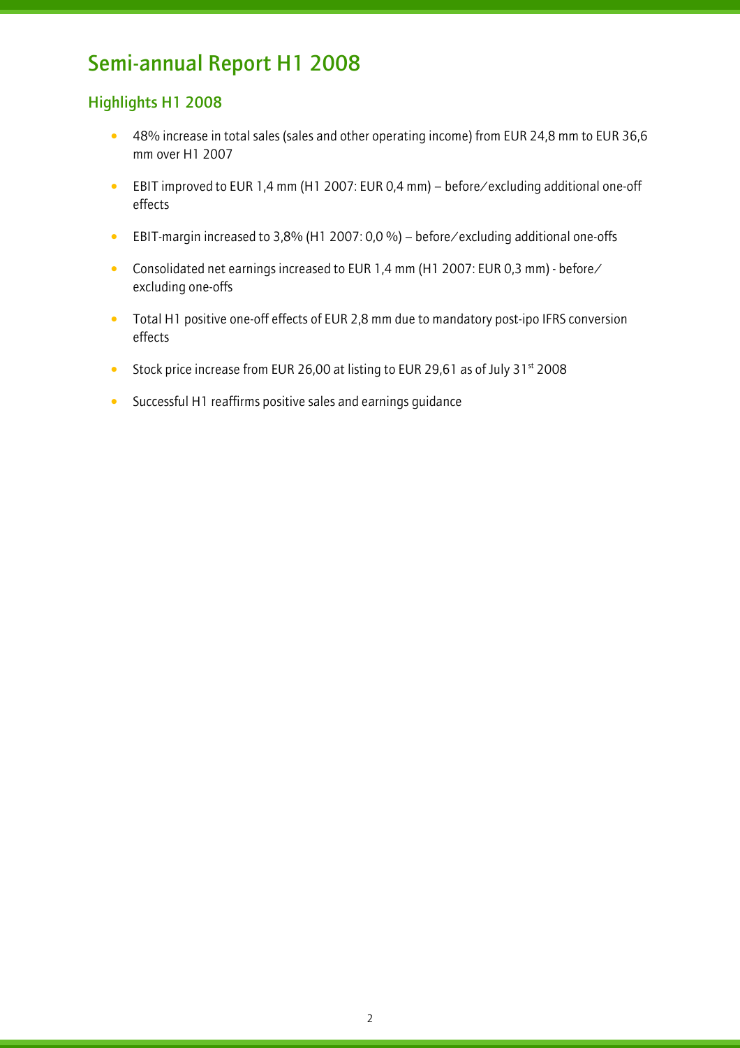# Semi-annual Report H1 2008

## Highlights H1 2008

- 48% increase in total sales (sales and other operating income) from EUR 24,8 mm to EUR 36,6 mm over H1 2007
- EBIT improved to EUR 1,4 mm (H1 2007: EUR 0,4 mm) – before/excluding additional one-off effects
- EBIT-margin increased to 3,8% (H1 2007: 0,0 %) – before/excluding additional one-offs
- Consolidated net earnings increased to EUR 1,4 mm (H1 2007: EUR 0,3 mm) - before/excluding one-offs
- Total H1 positive one-off effects of EUR 2,8 mm due to mandatory post-ipo IFRS conversion effects
- Stock price increase from EUR 26,00 at listing to EUR 29,61 as of July 31st 2008
- Successful H1 reaffirms positive sales and earnings guidance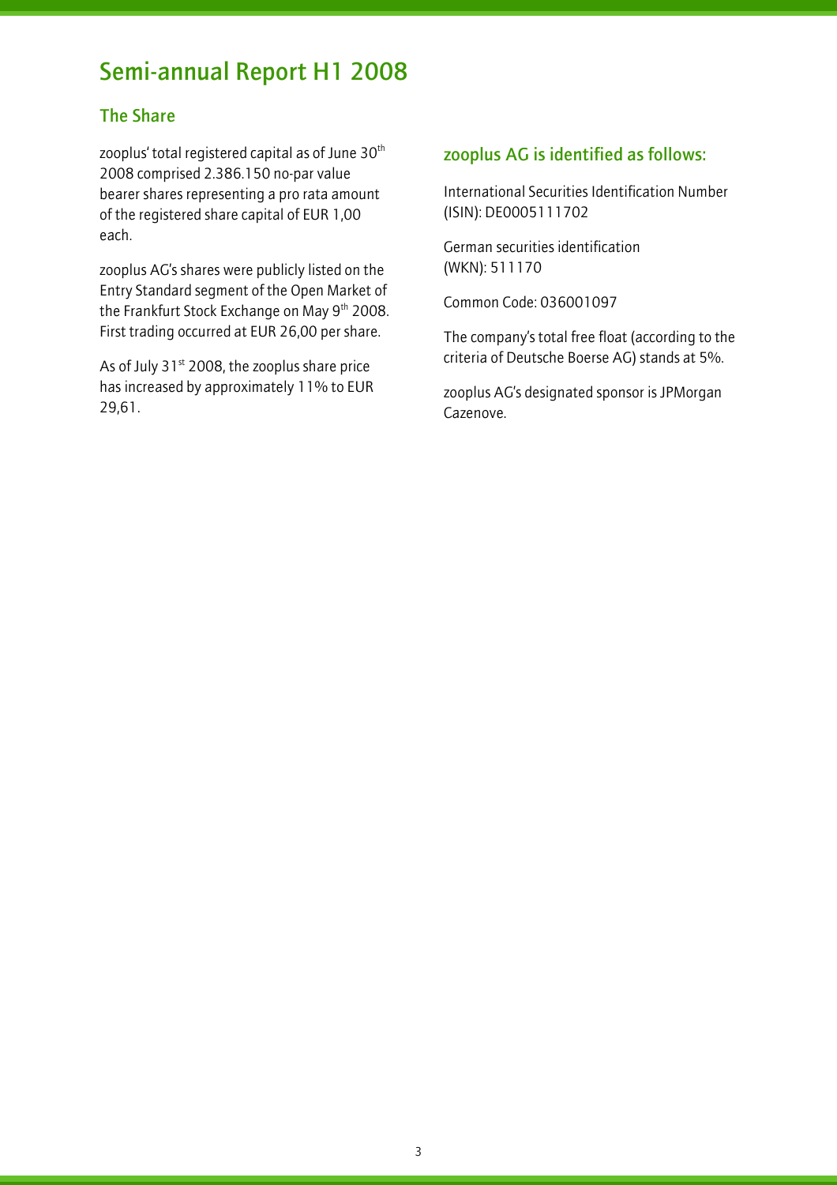# Semi-annual Report H1 2008

## The Share

zooplus' total registered capital as of June 30th 2008 comprised 2.386.150 no-par value bearer shares representing a pro rata amount of the registered share capital of EUR 1,00 each.

zooplus AG's shares were publicly listed on the Entry Standard segment of the Open Market of the Frankfurt Stock Exchange on May 9th 2008. First trading occurred at EUR 26,00 per share.

As of July 31st 2008, the zooplus share price has increased by approximately 11% to EUR 29,61.

## zooplus AG is identified as follows:

International Securities Identification Number (ISIN): DE0005111702

German securities identification (WKN): 511170

Common Code: 036001097

The company's total free float (according to the criteria of Deutsche Boerse AG) stands at 5%.

zooplus AG's designated sponsor is JPMorgan Cazenove.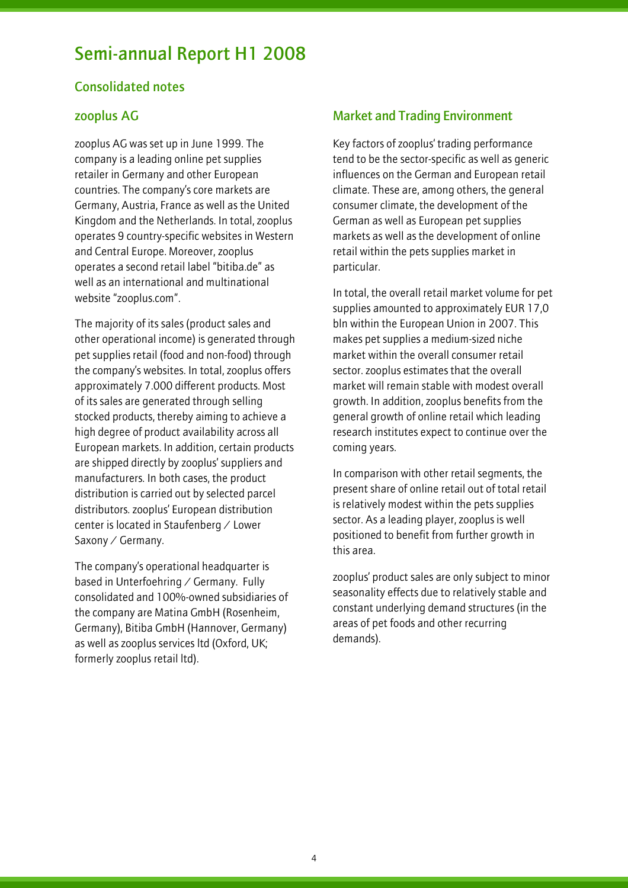# Semi-annual Report H1 2008

## Consolidated notes

### zooplus AG

zooplus AG was set up in June 1999. The company is a leading online pet supplies retailer in Germany and other European countries. The company's core markets are Germany, Austria, France as well as the United Kingdom and the Netherlands. In total, zooplus operates 9 country-specific websites in Western and Central Europe. Moreover, zooplus operates a second retail label "bitiba.de" as well as an international and multinational website "zooplus.com".

The majority of its sales (product sales and other operational income) is generated through pet supplies retail (food and non-food) through the company's websites. In total, zooplus offers approximately 7.000 different products. Most of its sales are generated through selling stocked products, thereby aiming to achieve a high degree of product availability across all European markets. In addition, certain products are shipped directly by zooplus' suppliers and manufacturers. In both cases, the product distribution is carried out by selected parcel distributors. zooplus' European distribution center is located in Staufenberg / Lower Saxony / Germany.

The company's operational headquarter is based in Unterfoehring / Germany. Fully consolidated and 100%-owned subsidiaries of the company are Matina GmbH (Rosenheim, Germany), Bitiba GmbH (Hannover, Germany) as well as zooplus services ltd (Oxford, UK; formerly zooplus retail ltd).

### Market and Trading Environment

Key factors of zooplus' trading performance tend to be the sector-specific as well as generic influences on the German and European retail climate. These are, among others, the general consumer climate, the development of the German as well as European pet supplies markets as well as the development of online retail within the pets supplies market in particular.

In total, the overall retail market volume for pet supplies amounted to approximately EUR 17,0 bln within the European Union in 2007. This makes pet supplies a medium-sized niche market within the overall consumer retail sector. zooplus estimates that the overall market will remain stable with modest overall growth. In addition, zooplus benefits from the general growth of online retail which leading research institutes expect to continue over the coming years.

In comparison with other retail segments, the present share of online retail out of total retail is relatively modest within the pets supplies sector. As a leading player, zooplus is well positioned to benefit from further growth in this area.

zooplus' product sales are only subject to minor seasonality effects due to relatively stable and constant underlying demand structures (in the areas of pet foods and other recurring demands).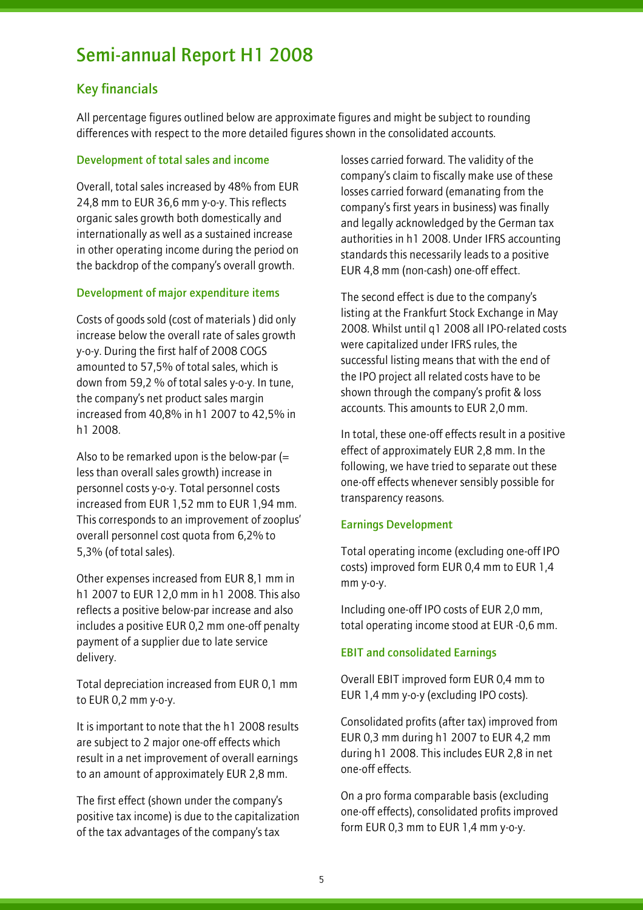# Semi-annual Report H1 2008

## Key financials

All percentage figures outlined below are approximate figures and might be subject to rounding differences with respect to the more detailed figures shown in the consolidated accounts.

### Development of total sales and income

Overall, total sales increased by 48% from EUR 24,8 mm to EUR 36,6 mm y-o-y. This reflects organic sales growth both domestically and internationally as well as a sustained increase in other operating income during the period on the backdrop of the company's overall growth.

### Development of major expenditure items

Costs of goods sold (cost of materials ) did only increase below the overall rate of sales growth y-o-y. During the first half of 2008 COGS amounted to 57,5% of total sales, which is down from 59,2 % of total sales y-o-y. In tune, the company's net product sales margin increased from 40,8% in h1 2007 to 42,5% in h1 2008.

Also to be remarked upon is the below-par (= less than overall sales growth) increase in personnel costs y-o-y. Total personnel costs increased from EUR 1,52 mm to EUR 1,94 mm. This corresponds to an improvement of zooplus' overall personnel cost quota from 6,2% to 5,3% (of total sales).

Other expenses increased from EUR 8,1 mm in h1 2007 to EUR 12,0 mm in h1 2008. This also reflects a positive below-par increase and also includes a positive EUR 0,2 mm one-off penalty payment of a supplier due to late service delivery.

Total depreciation increased from EUR 0,1 mm to EUR 0,2 mm y-o-y.

It is important to note that the h1 2008 results are subject to 2 major one-off effects which result in a net improvement of overall earnings to an amount of approximately EUR 2,8 mm.

The first effect (shown under the company's positive tax income) is due to the capitalization of the tax advantages of the company's tax losses carried forward. The validity of the company's claim to fiscally make use of these losses carried forward (emanating from the company's first years in business) was finally and legally acknowledged by the German tax authorities in h1 2008. Under IFRS accounting standards this necessarily leads to a positive EUR 4,8 mm (non-cash) one-off effect.

The second effect is due to the company's listing at the Frankfurt Stock Exchange in May 2008. Whilst until q1 2008 all IPO-related costs were capitalized under IFRS rules, the successful listing means that with the end of the IPO project all related costs have to be shown through the company's profit & loss accounts. This amounts to EUR 2,0 mm.

In total, these one-off effects result in a positive effect of approximately EUR 2,8 mm. In the following, we have tried to separate out these one-off effects whenever sensibly possible for transparency reasons.

### Earnings Development

Total operating income (excluding one-off IPO costs) improved form EUR 0,4 mm to EUR 1,4 mm y-o-y.

Including one-off IPO costs of EUR 2,0 mm, total operating income stood at EUR -0,6 mm.

### EBIT and consolidated Earnings

Overall EBIT improved form EUR 0,4 mm to EUR 1,4 mm y-o-y (excluding IPO costs).

Consolidated profits (after tax) improved from EUR 0,3 mm during h1 2007 to EUR 4,2 mm during h1 2008. This includes EUR 2,8 in net one-off effects.

On a pro forma comparable basis (excluding one-off effects), consolidated profits improved form EUR 0,3 mm to EUR 1,4 mm y-o-y.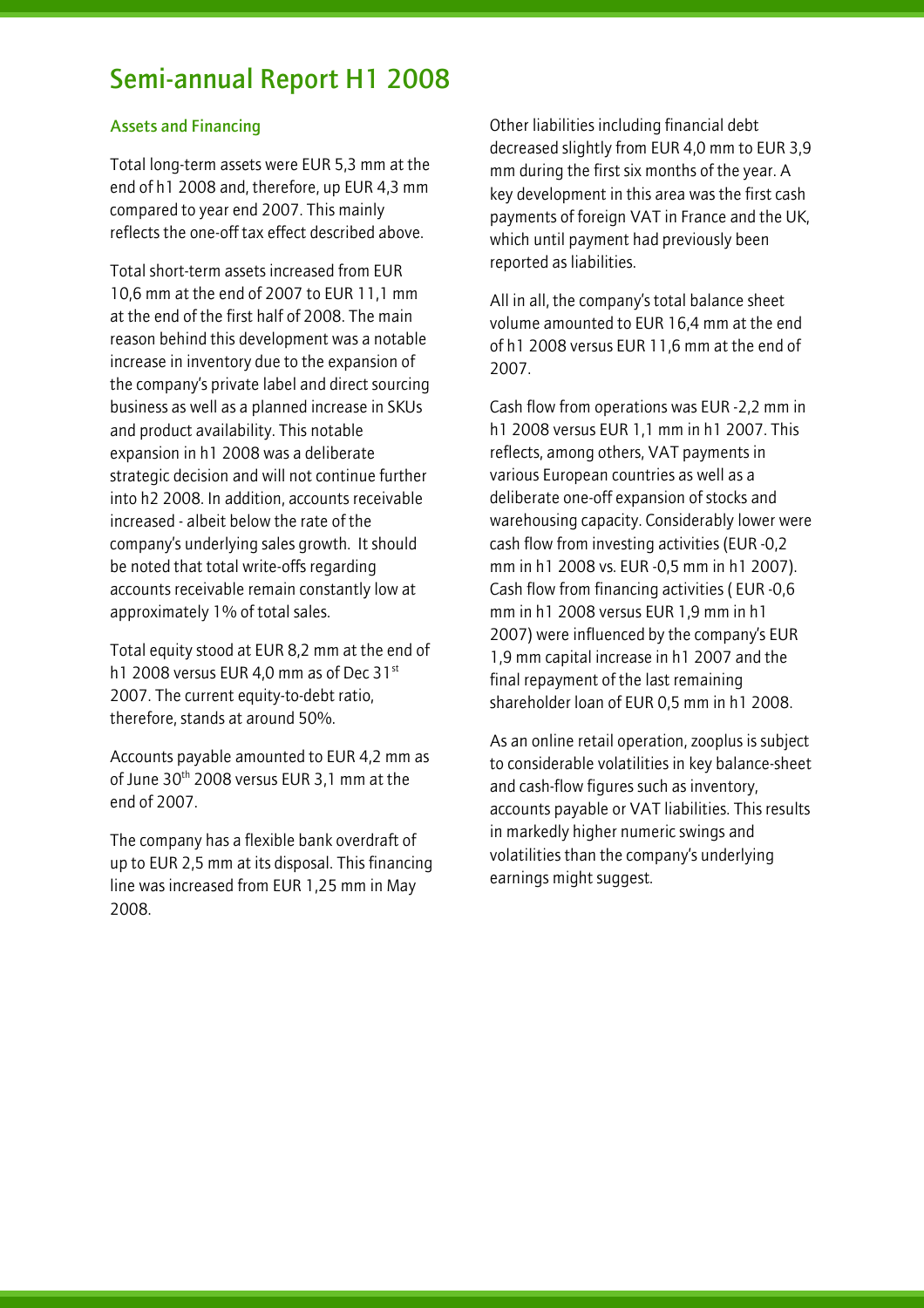# Semi-annual Report H1 2008

## Assets and Financing

Total long-term assets were EUR 5,3 mm at the end of h1 2008 and, therefore, up EUR 4,3 mm compared to year end 2007. This mainly reflects the one-off tax effect described above.

Total short-term assets increased from EUR 10,6 mm at the end of 2007 to EUR 11,1 mm at the end of the first half of 2008. The main reason behind this development was a notable increase in inventory due to the expansion of the company's private label and direct sourcing business as well as a planned increase in SKUs and product availability. This notable expansion in h1 2008 was a deliberate strategic decision and will not continue further into h2 2008. In addition, accounts receivable increased - albeit below the rate of the company's underlying sales growth. It should be noted that total write-offs regarding accounts receivable remain constantly low at approximately 1% of total sales.

Total equity stood at EUR 8,2 mm at the end of h1 2008 versus EUR 4,0 mm as of Dec 31st 2007. The current equity-to-debt ratio, therefore, stands at around 50%.

Accounts payable amounted to EUR 4,2 mm as of June 30th 2008 versus EUR 3,1 mm at the end of 2007.

The company has a flexible bank overdraft of up to EUR 2,5 mm at its disposal. This financing line was increased from EUR 1,25 mm in May 2008.

Other liabilities including financial debt decreased slightly from EUR 4,0 mm to EUR 3,9 mm during the first six months of the year. A key development in this area was the first cash payments of foreign VAT in France and the UK, which until payment had previously been reported as liabilities.

All in all, the company's total balance sheet volume amounted to EUR 16,4 mm at the end of h1 2008 versus EUR 11,6 mm at the end of 2007.

Cash flow from operations was EUR -2,2 mm in h1 2008 versus EUR 1,1 mm in h1 2007. This reflects, among others, VAT payments in various European countries as well as a deliberate one-off expansion of stocks and warehousing capacity. Considerably lower were cash flow from investing activities (EUR -0,2 mm in h1 2008 vs. EUR -0,5 mm in h1 2007). Cash flow from financing activities ( EUR -0,6 mm in h1 2008 versus EUR 1,9 mm in h1 2007) were influenced by the company's EUR 1,9 mm capital increase in h1 2007 and the final repayment of the last remaining shareholder loan of EUR 0,5 mm in h1 2008.

As an online retail operation, zooplus is subject to considerable volatilities in key balance-sheet and cash-flow figures such as inventory, accounts payable or VAT liabilities. This results in markedly higher numeric swings and volatilities than the company's underlying earnings might suggest.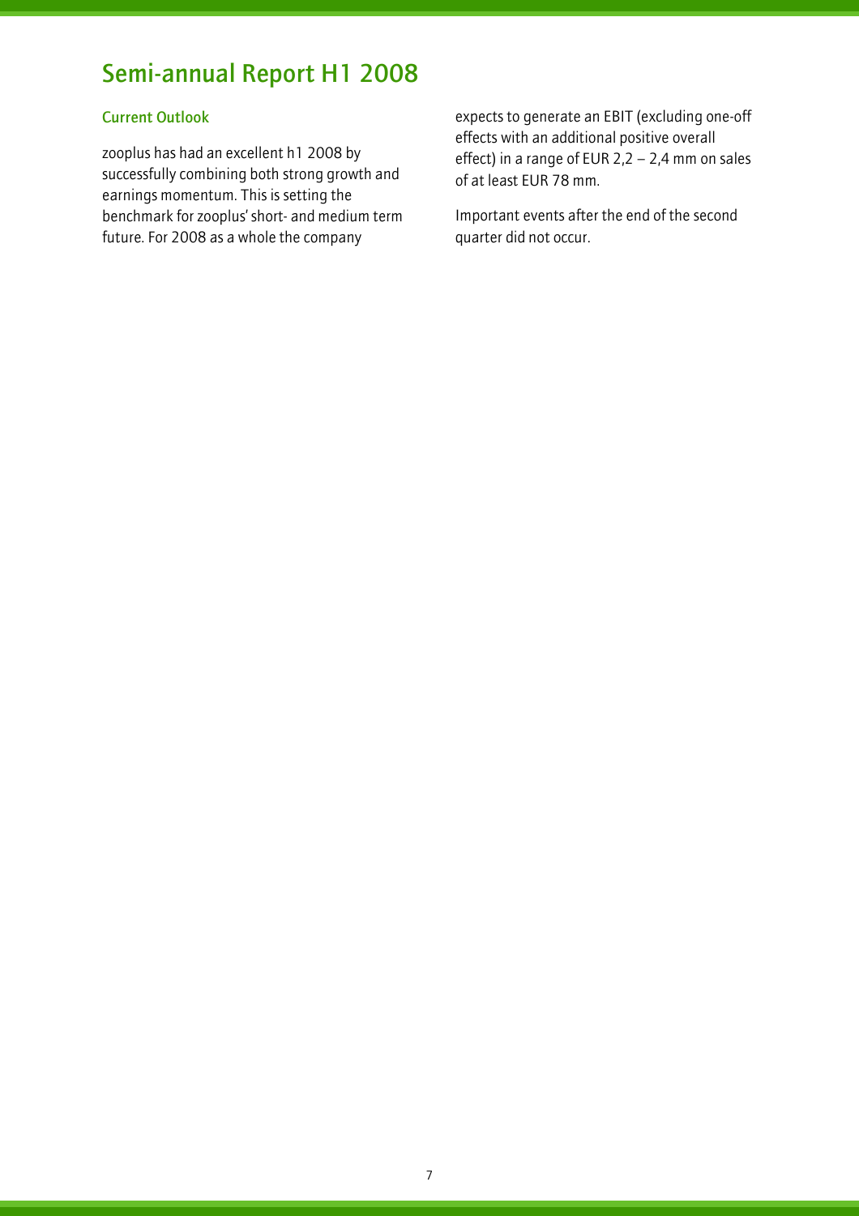# Semi-annual Report H1 2008

## Current Outlook

zooplus has had an excellent h1 2008 by successfully combining both strong growth and earnings momentum. This is setting the benchmark for zooplus' short- and medium term future. For 2008 as a whole the company expects to generate an EBIT (excluding one-off effects with an additional positive overall effect) in a range of EUR 2,2 – 2,4 mm on sales of at least EUR 78 mm.

Important events after the end of the second quarter did not occur.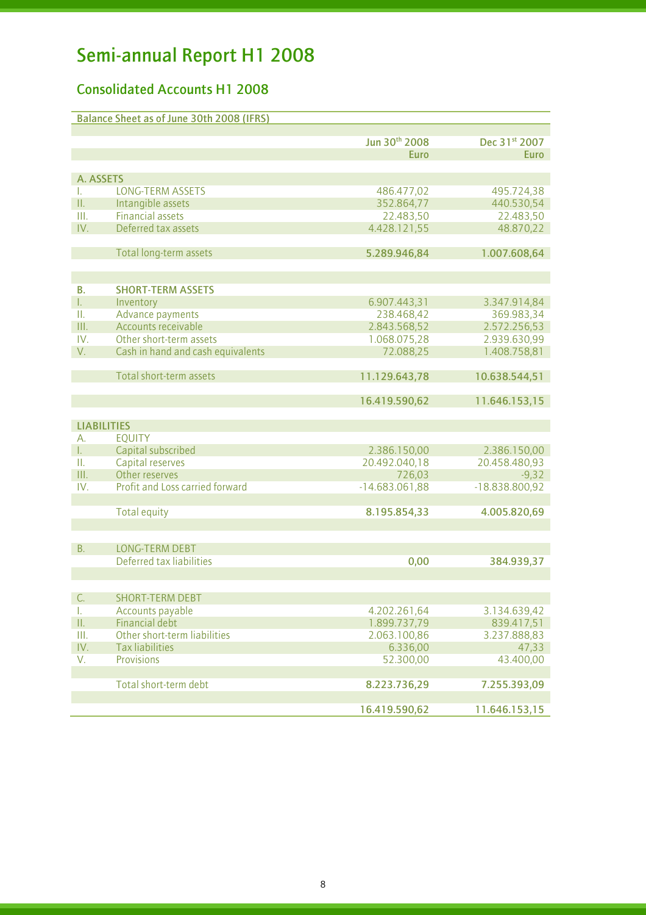# Semi-annual Report H1 2008

## Consolidated Accounts H1 2008

| Balance Sheet as of June 30th 2008 (IFRS) | | Jun 30th 2008<br>Euro | Dec 31st 2007<br>Euro |
|---|---|---|---|
| **A. ASSETS** | | | |
| I. | LONG-TERM ASSETS | 486.477,02 | 495.724,38 |
| II. | Intangible assets | 352.864,77 | 440.530,54 |
| III. | Financial assets | 22.483,50 | 22.483,50 |
| IV. | Deferred tax assets | 4.428.121,55 | 48.870,22 |
| | Total long-term assets | **5.289.946,84** | **1.007.608,64** |
| **B.** | **SHORT-TERM ASSETS** | | |
| I. | Inventory | 6.907.443,31 | 3.347.914,84 |
| II. | Advance payments | 238.468,42 | 369.983,34 |
| III. | Accounts receivable | 2.843.568,52 | 2.572.256,53 |
| IV. | Other short-term assets | 1.068.075,28 | 2.939.630,99 |
| V. | Cash in hand and cash equivalents | 72.088,25 | 1.408.758,81 |
| | Total short-term assets | **11.129.643,78** | **10.638.544,51** |
| | | **16.419.590,62** | **11.646.153,15** |
| **LIABILITIES** | | | |
| A. | EQUITY | | |
| I. | Capital subscribed | 2.386.150,00 | 2.386.150,00 |
| II. | Capital reserves | 20.492.040,18 | 20.458.480,93 |
| III. | Other reserves | 726,03 | -9,32 |
| IV. | Profit and Loss carried forward | -14.683.061,88 | -18.838.800,92 |
| | Total equity | **8.195.854,33** | **4.005.820,69** |
| B. | LONG-TERM DEBT | | |
| | Deferred tax liabilities | **0,00** | **384.939,37** |
| C. | SHORT-TERM DEBT | | |
| I. | Accounts payable | 4.202.261,64 | 3.134.639,42 |
| II. | Financial debt | 1.899.737,79 | 839.417,51 |
| III. | Other short-term liabilities | 2.063.100,86 | 3.237.888,83 |
| IV. | Tax liabilities | 6.336,00 | 47,33 |
| V. | Provisions | 52.300,00 | 43.400,00 |
| | Total short-term debt | **8.223.736,29** | **7.255.393,09** |
| | | **16.419.590,62** | **11.646.153,15** |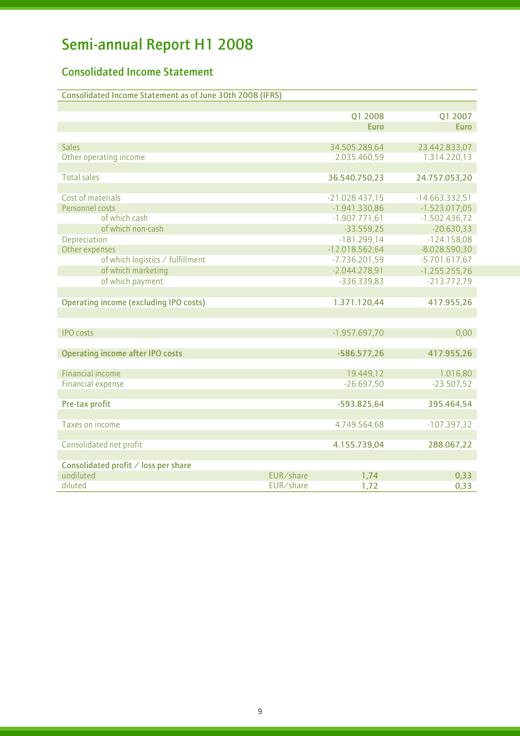# Semi-annual Report H1 2008

## Consolidated Income Statement

| Consolidated Income Statement as of June 30th 2008 (IFRS) | | | |
|---|---|---|---|
| | | Q1 2008 | Q1 2007 |
| | | Euro | Euro |
| Sales | | 34.505.289,64 | 23.442.833,07 |
| Other operating income | | 2.035.460,59 | 1.314.220,13 |
| **Total sales** | | **36.540.750,23** | **24.757.053,20** |
| Cost of materials | | -21.028.437,15 | -14.663.332,51 |
| Personnel costs | | -1.941.330,86 | -1.523.017,05 |
| of which cash | | -1.907.771,61 | -1.502.436,72 |
| of which non-cash | | -33.559,25 | -20.630,33 |
| Depreciation | | -181.299,14 | -124.158,08 |
| Other expenses | | -12.018.562,64 | -8.028.590,30 |
| of which logistics / fulfillment | | -7.736.201,59 | -5.701.617,67 |
| of which marketing | | -2.044.278,91 | -1.255.255,76 |
| of which payment | | -336.339,83 | -213.772,79 |
| **Operating income (excluding IPO costs)** | | **1.371.120,44** | **417.955,26** |
| IPO costs | | -1.957.697,70 | 0,00 |
| **Operating income after IPO costs** | | **-586.577,26** | **417.955,26** |
| Financial income | | 19.449,12 | 1.016,80 |
| Financial expense | | -26.697,50 | -23.507,52 |
| **Pre-tax profit** | | **-593.825,64** | **395.464,54** |
| Taxes on income | | 4.749.564,68 | -107.397,32 |
| Consolidated net profit | | **4.155.739,04** | **288.067,22** |
| **Consolidated profit / loss per share** | | | |
| undiluted | EUR/share | **1,74** | **0,33** |
| diluted | EUR/share | **1,72** | **0,33** |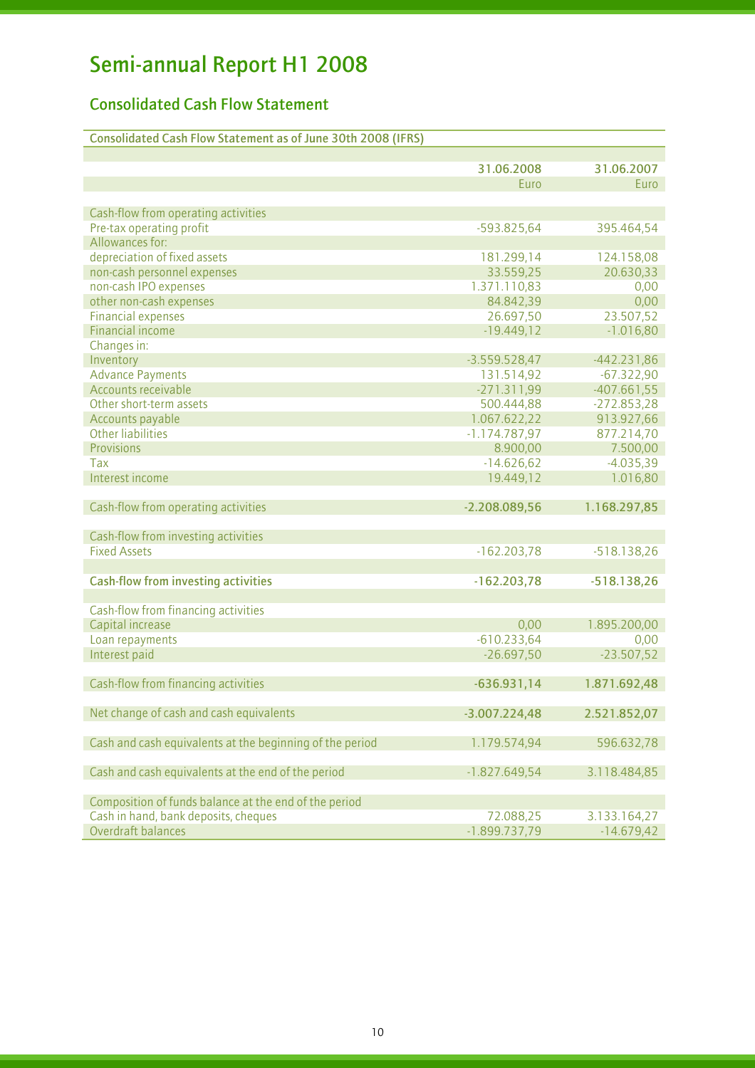# Semi-annual Report H1 2008

## Consolidated Cash Flow Statement

| Consolidated Cash Flow Statement as of June 30th 2008 (IFRS) | | |
|---|---|---|
| | **31.06.2008** | **31.06.2007** |
| | Euro | Euro |
| Cash-flow from operating activities | | |
| Pre-tax operating profit | -593.825,64 | 395.464,54 |
| Allowances for: | | |
| depreciation of fixed assets | 181.299,14 | 124.158,08 |
| non-cash personnel expenses | 33.559,25 | 20.630,33 |
| non-cash IPO expenses | 1.371.110,83 | 0,00 |
| other non-cash expenses | 84.842,39 | 0,00 |
| Financial expenses | 26.697,50 | 23.507,52 |
| Financial income | -19.449,12 | -1.016,80 |
| Changes in: | | |
| Inventory | -3.559.528,47 | -442.231,86 |
| Advance Payments | 131.514,92 | -67.322,90 |
| Accounts receivable | -271.311,99 | -407.661,55 |
| Other short-term assets | 500.444,88 | -272.853,28 |
| Accounts payable | 1.067.622,22 | 913.927,66 |
| Other liabilities | -1.174.787,97 | 877.214,70 |
| Provisions | 8.900,00 | 7.500,00 |
| Tax | -14.626,62 | -4.035,39 |
| Interest income | 19.449,12 | 1.016,80 |
| Cash-flow from operating activities | **-2.208.089,56** | **1.168.297,85** |
| Cash-flow from investing activities | | |
| Fixed Assets | -162.203,78 | -518.138,26 |
| **Cash-flow from investing activities** | **-162.203,78** | **-518.138,26** |
| Cash-flow from financing activities | | |
| Capital increase | 0,00 | 1.895.200,00 |
| Loan repayments | -610.233,64 | 0,00 |
| Interest paid | -26.697,50 | -23.507,52 |
| Cash-flow from financing activities | **-636.931,14** | **1.871.692,48** |
| Net change of cash and cash equivalents | **-3.007.224,48** | **2.521.852,07** |
| Cash and cash equivalents at the beginning of the period | 1.179.574,94 | 596.632,78 |
| Cash and cash equivalents at the end of the period | -1.827.649,54 | 3.118.484,85 |
| Composition of funds balance at the end of the period | | |
| Cash in hand, bank deposits, cheques | 72.088,25 | 3.133.164,27 |
| Overdraft balances | -1.899.737,79 | -14.679,42 |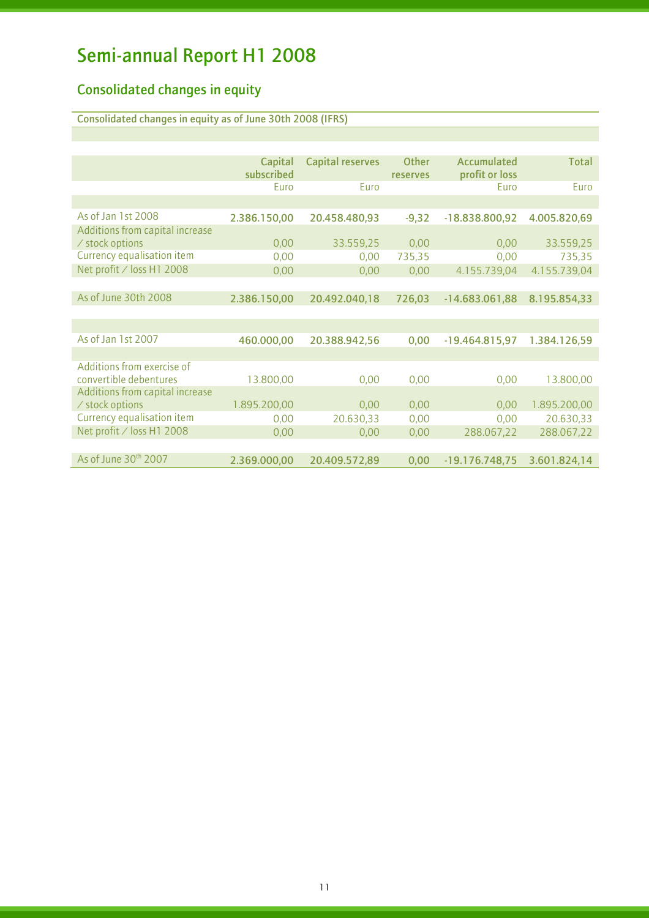# Semi-annual Report H1 2008

## Consolidated changes in equity

### Consolidated changes in equity as of June 30th 2008 (IFRS)

| | Capital subscribed | Capital reserves | Other reserves | Accumulated profit or loss | Total |
|---|---|---|---|---|---|
| | Euro | Euro | | Euro | Euro |
| **As of Jan 1st 2008** | **2.386.150,00** | **20.458.480,93** | **-9,32** | **-18.838.800,92** | **4.005.820,69** |
| Additions from capital increase / stock options | 0,00 | 33.559,25 | 0,00 | 0,00 | 33.559,25 |
| Currency equalisation item | 0,00 | 0,00 | 735,35 | 0,00 | 735,35 |
| Net profit / loss H1 2008 | 0,00 | 0,00 | 0,00 | 4.155.739,04 | 4.155.739,04 |
| **As of June 30th 2008** | **2.386.150,00** | **20.492.040,18** | **726,03** | **-14.683.061,88** | **8.195.854,33** |
| | | | | | |
| **As of Jan 1st 2007** | **460.000,00** | **20.388.942,56** | **0,00** | **-19.464.815,97** | **1.384.126,59** |
| Additions from exercise of convertible debentures | 13.800,00 | 0,00 | 0,00 | 0,00 | 13.800,00 |
| Additions from capital increase / stock options | 1.895.200,00 | 0,00 | 0,00 | 0,00 | 1.895.200,00 |
| Currency equalisation item | 0,00 | 20.630,33 | 0,00 | 0,00 | 20.630,33 |
| Net profit / loss H1 2008 | 0,00 | 0,00 | 0,00 | 288.067,22 | 288.067,22 |
| **As of June 30th 2007** | **2.369.000,00** | **20.409.572,89** | **0,00** | **-19.176.748,75** | **3.601.824,14** |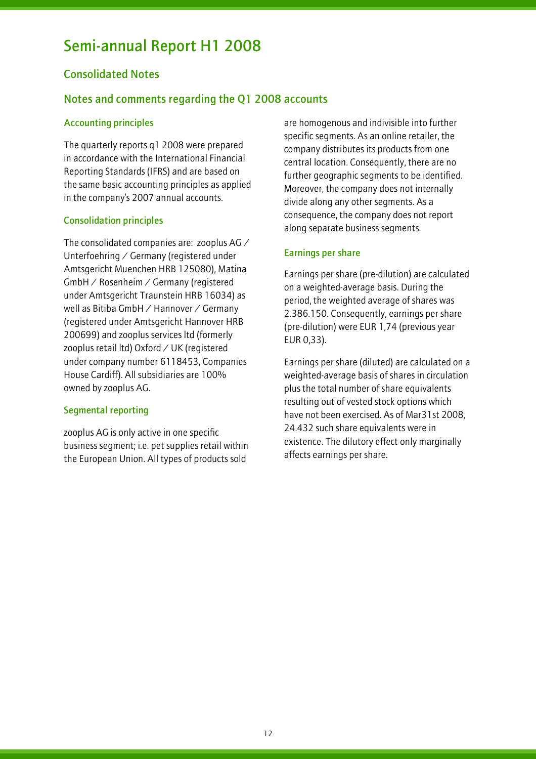# Semi-annual Report H1 2008

## Consolidated Notes

## Notes and comments regarding the Q1 2008 accounts

### Accounting principles

The quarterly reports q1 2008 were prepared in accordance with the International Financial Reporting Standards (IFRS) and are based on the same basic accounting principles as applied in the company's 2007 annual accounts.

### Consolidation principles

The consolidated companies are: zooplus AG / Unterfoehring / Germany (registered under Amtsgericht Muenchen HRB 125080), Matina GmbH / Rosenheim / Germany (registered under Amtsgericht Traunstein HRB 16034) as well as Bitiba GmbH / Hannover / Germany (registered under Amtsgericht Hannover HRB 200699) and zooplus services ltd (formerly zooplus retail ltd) Oxford / UK (registered under company number 6118453, Companies House Cardiff). All subsidiaries are 100% owned by zooplus AG.

### Segmental reporting

zooplus AG is only active in one specific business segment; i.e. pet supplies retail within the European Union. All types of products sold are homogenous and indivisible into further specific segments. As an online retailer, the company distributes its products from one central location. Consequently, there are no further geographic segments to be identified. Moreover, the company does not internally divide along any other segments. As a consequence, the company does not report along separate business segments.

### Earnings per share

Earnings per share (pre-dilution) are calculated on a weighted-average basis. During the period, the weighted average of shares was 2.386.150. Consequently, earnings per share (pre-dilution) were EUR 1,74 (previous year EUR 0,33).

Earnings per share (diluted) are calculated on a weighted-average basis of shares in circulation plus the total number of share equivalents resulting out of vested stock options which have not been exercised. As of Mar31st 2008, 24.432 such share equivalents were in existence. The dilutory effect only marginally affects earnings per share.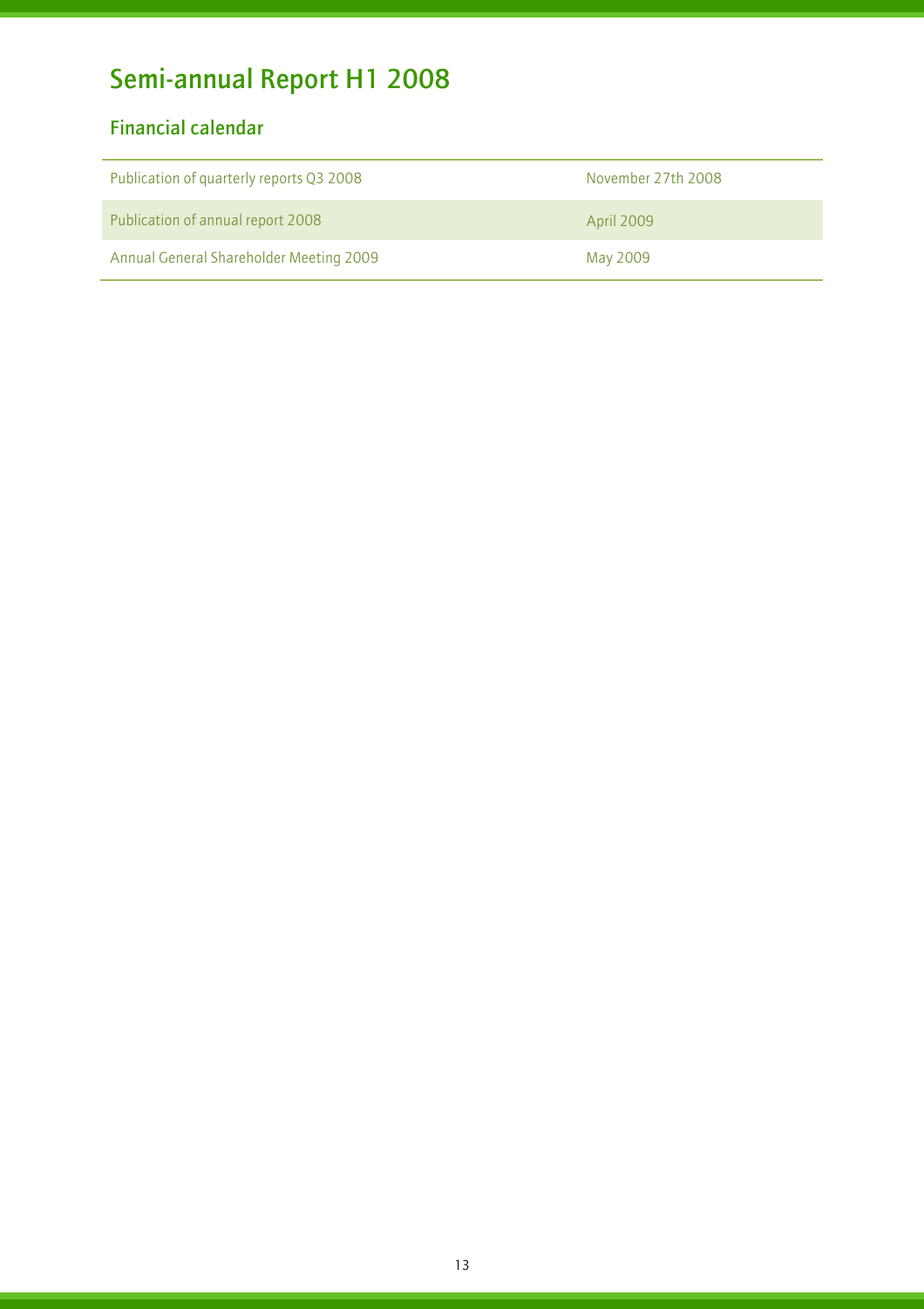# Semi-annual Report H1 2008

## Financial calendar

| | |
|---|---|
| Publication of quarterly reports Q3 2008 | November 27th 2008 |
| Publication of annual report 2008 | April 2009 |
| Annual General Shareholder Meeting 2009 | May 2009 |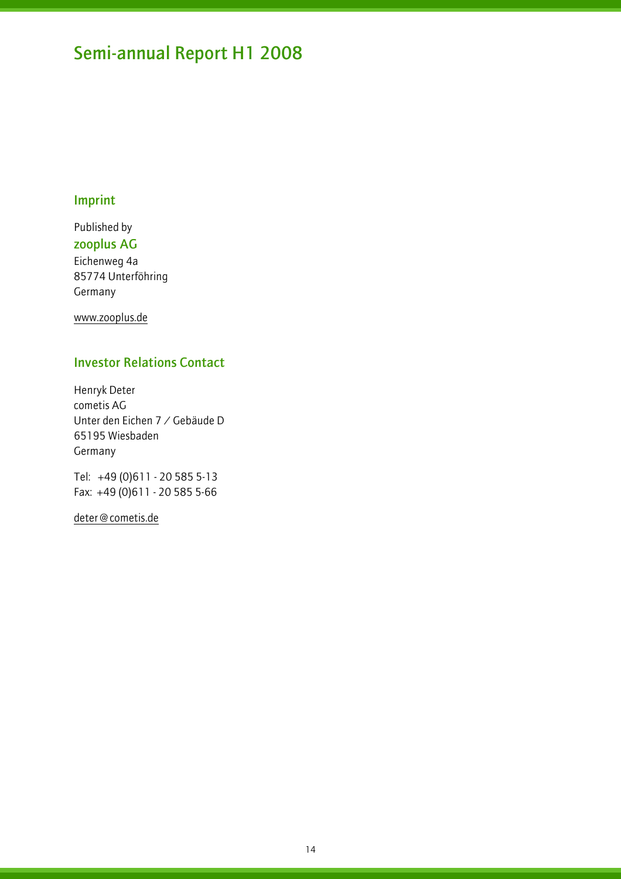# Semi-annual Report H1 2008

## Imprint

Published by

**zooplus AG**

Eichenweg 4a
85774 Unterföhring
Germany

www.zooplus.de

## Investor Relations Contact

Henryk Deter
cometis AG
Unter den Eichen 7 / Gebäude D
65195 Wiesbaden
Germany

Tel: +49 (0)611 - 20 585 5-13
Fax: +49 (0)611 - 20 585 5-66

deter@cometis.de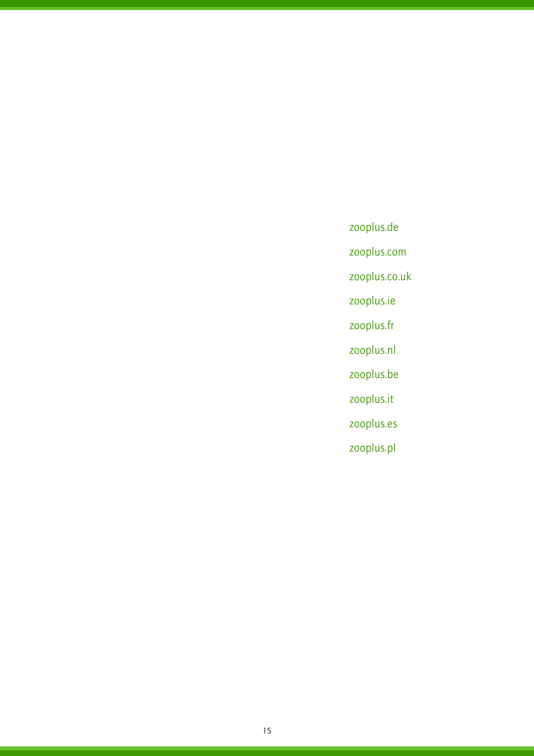zooplus.de

zooplus.com

zooplus.co.uk

zooplus.ie

zooplus.fr

zooplus.nl

zooplus.be

zooplus.it

zooplus.es

zooplus.pl